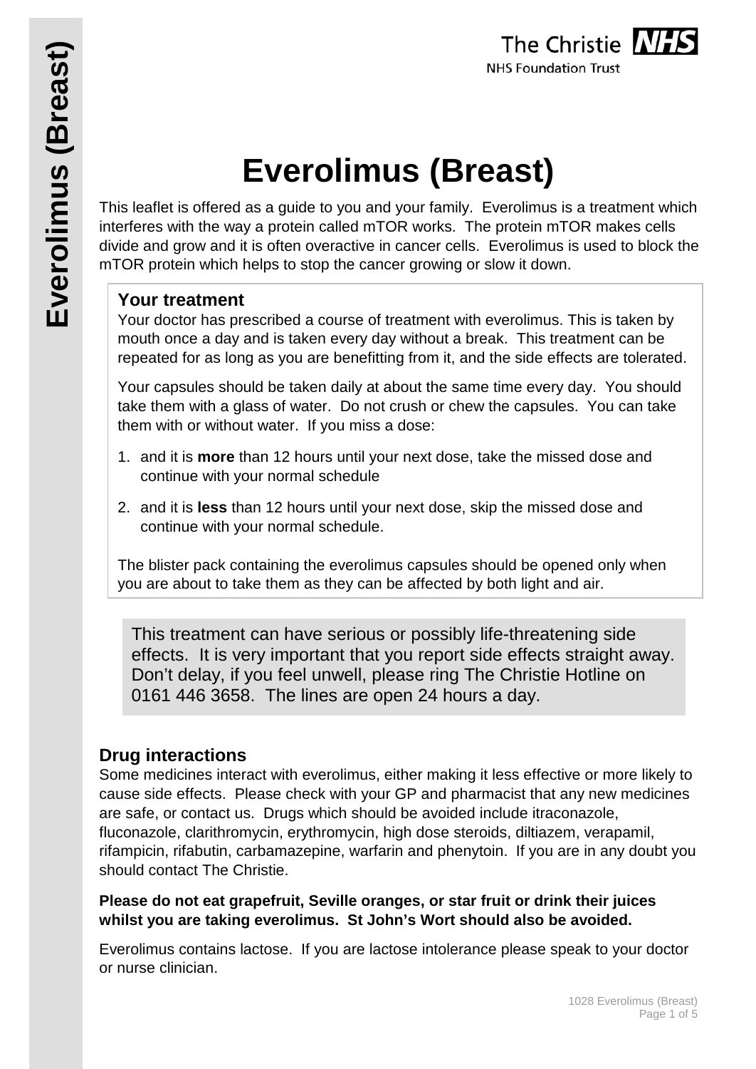# Everolimus (Breast)

This leaflet is offered as a guide to you and your family. Everolimus is a treatment which interferes with the way a protein called mTOR works. The protein mTOR makes cells divide and grow and it is often overactive in cancer cells. Everolimus is used to block the mTOR protein which helps to stop the cancer growing or slow it down.

### Your treatment

Your doctor has prescribed a course of treatment with everolimus. This is taken by mouth once a day and is taken every day without a break. This treatment can be repeated for as long as you are benefitting from it, and the side effects are tolerated.

Your capsules should be taken daily at about the same time every day. You should take them with a glass of water. Do not crush or chew the capsules. You can take them with or without water. If you miss a dose:

1. and it is **more** than 12 hours until your next dose, take the missed dose and continue with your normal schedule
2. and it is **less** than 12 hours until your next dose, skip the missed dose and continue with your normal schedule.

The blister pack containing the everolimus capsules should be opened only when you are about to take them as they can be affected by both light and air.

This treatment can have serious or possibly life-threatening side effects. It is very important that you report side effects straight away. Don't delay, if you feel unwell, please ring The Christie Hotline on 0161 446 3658. The lines are open 24 hours a day.

### Drug interactions

Some medicines interact with everolimus, either making it less effective or more likely to cause side effects. Please check with your GP and pharmacist that any new medicines are safe, or contact us. Drugs which should be avoided include itraconazole, fluconazole, clarithromycin, erythromycin, high dose steroids, diltiazem, verapamil, rifampicin, rifabutin, carbamazepine, warfarin and phenytoin. If you are in any doubt you should contact The Christie.

**Please do not eat grapefruit, Seville oranges, or star fruit or drink their juices whilst you are taking everolimus. St John's Wort should also be avoided.**

Everolimus contains lactose. If you are lactose intolerance please speak to your doctor or nurse clinician.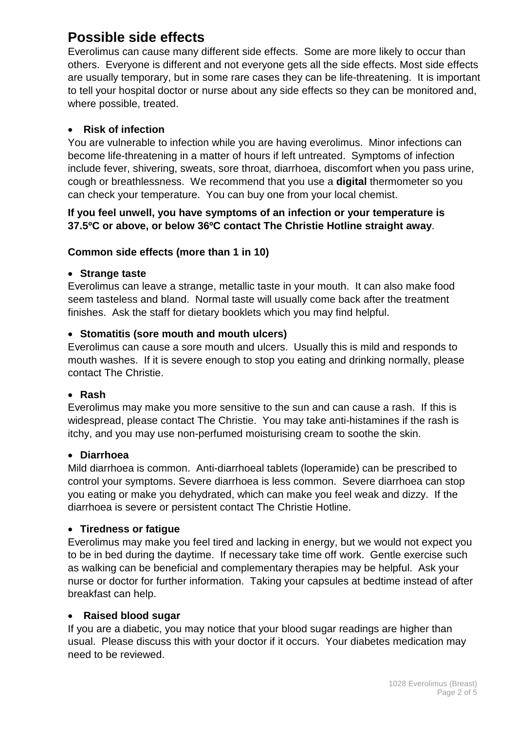## Possible side effects

Everolimus can cause many different side effects. Some are more likely to occur than others. Everyone is different and not everyone gets all the side effects. Most side effects are usually temporary, but in some rare cases they can be life-threatening. It is important to tell your hospital doctor or nurse about any side effects so they can be monitored and, where possible, treated.

- **Risk of infection**

You are vulnerable to infection while you are having everolimus. Minor infections can become life-threatening in a matter of hours if left untreated. Symptoms of infection include fever, shivering, sweats, sore throat, diarrhoea, discomfort when you pass urine, cough or breathlessness. We recommend that you use a **digital** thermometer so you can check your temperature. You can buy one from your local chemist.

**If you feel unwell, you have symptoms of an infection or your temperature is 37.5ºC or above, or below 36ºC contact The Christie Hotline straight away**.

### Common side effects (more than 1 in 10)

- **Strange taste**

Everolimus can leave a strange, metallic taste in your mouth. It can also make food seem tasteless and bland. Normal taste will usually come back after the treatment finishes. Ask the staff for dietary booklets which you may find helpful.

- **Stomatitis (sore mouth and mouth ulcers)**

Everolimus can cause a sore mouth and ulcers. Usually this is mild and responds to mouth washes. If it is severe enough to stop you eating and drinking normally, please contact The Christie.

- **Rash**

Everolimus may make you more sensitive to the sun and can cause a rash. If this is widespread, please contact The Christie. You may take anti-histamines if the rash is itchy, and you may use non-perfumed moisturising cream to soothe the skin.

- **Diarrhoea**

Mild diarrhoea is common. Anti-diarrhoeal tablets (loperamide) can be prescribed to control your symptoms. Severe diarrhoea is less common. Severe diarrhoea can stop you eating or make you dehydrated, which can make you feel weak and dizzy. If the diarrhoea is severe or persistent contact The Christie Hotline.

- **Tiredness or fatigue**

Everolimus may make you feel tired and lacking in energy, but we would not expect you to be in bed during the daytime. If necessary take time off work. Gentle exercise such as walking can be beneficial and complementary therapies may be helpful. Ask your nurse or doctor for further information. Taking your capsules at bedtime instead of after breakfast can help.

- **Raised blood sugar**

If you are a diabetic, you may notice that your blood sugar readings are higher than usual. Please discuss this with your doctor if it occurs. Your diabetes medication may need to be reviewed.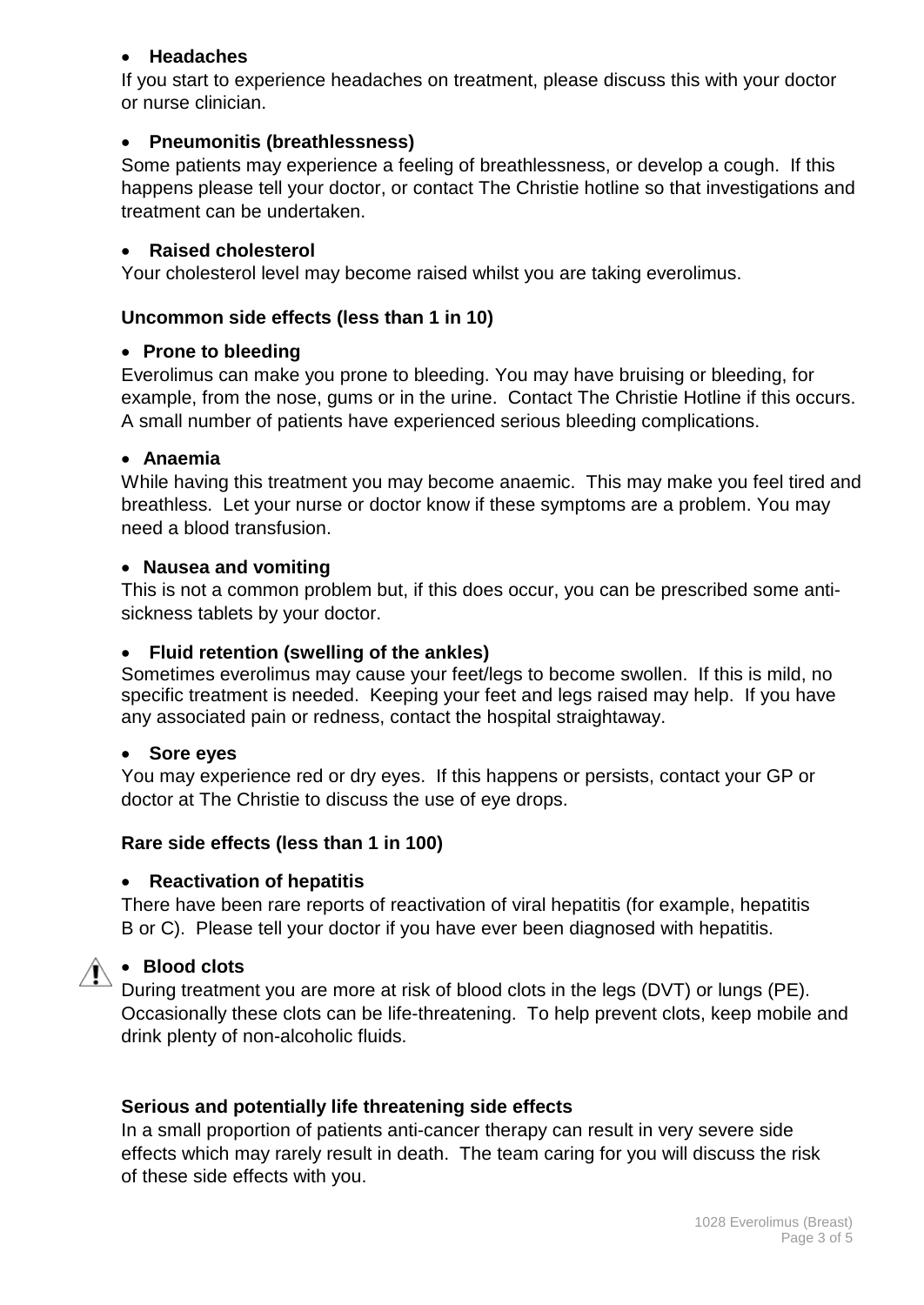- **Headaches**

If you start to experience headaches on treatment, please discuss this with your doctor or nurse clinician.

- **Pneumonitis (breathlessness)**

Some patients may experience a feeling of breathlessness, or develop a cough. If this happens please tell your doctor, or contact The Christie hotline so that investigations and treatment can be undertaken.

- **Raised cholesterol**

Your cholesterol level may become raised whilst you are taking everolimus.

**Uncommon side effects (less than 1 in 10)**

- **Prone to bleeding**

Everolimus can make you prone to bleeding. You may have bruising or bleeding, for example, from the nose, gums or in the urine. Contact The Christie Hotline if this occurs. A small number of patients have experienced serious bleeding complications.

- **Anaemia**

While having this treatment you may become anaemic. This may make you feel tired and breathless. Let your nurse or doctor know if these symptoms are a problem. You may need a blood transfusion.

- **Nausea and vomiting**

This is not a common problem but, if this does occur, you can be prescribed some anti-sickness tablets by your doctor.

- **Fluid retention (swelling of the ankles)**

Sometimes everolimus may cause your feet/legs to become swollen. If this is mild, no specific treatment is needed. Keeping your feet and legs raised may help. If you have any associated pain or redness, contact the hospital straightaway.

- **Sore eyes**

You may experience red or dry eyes. If this happens or persists, contact your GP or doctor at The Christie to discuss the use of eye drops.

**Rare side effects (less than 1 in 100)**

- **Reactivation of hepatitis**

There have been rare reports of reactivation of viral hepatitis (for example, hepatitis B or C). Please tell your doctor if you have ever been diagnosed with hepatitis.

- ⚠ **Blood clots**

During treatment you are more at risk of blood clots in the legs (DVT) or lungs (PE). Occasionally these clots can be life-threatening. To help prevent clots, keep mobile and drink plenty of non-alcoholic fluids.

**Serious and potentially life threatening side effects**

In a small proportion of patients anti-cancer therapy can result in very severe side effects which may rarely result in death. The team caring for you will discuss the risk of these side effects with you.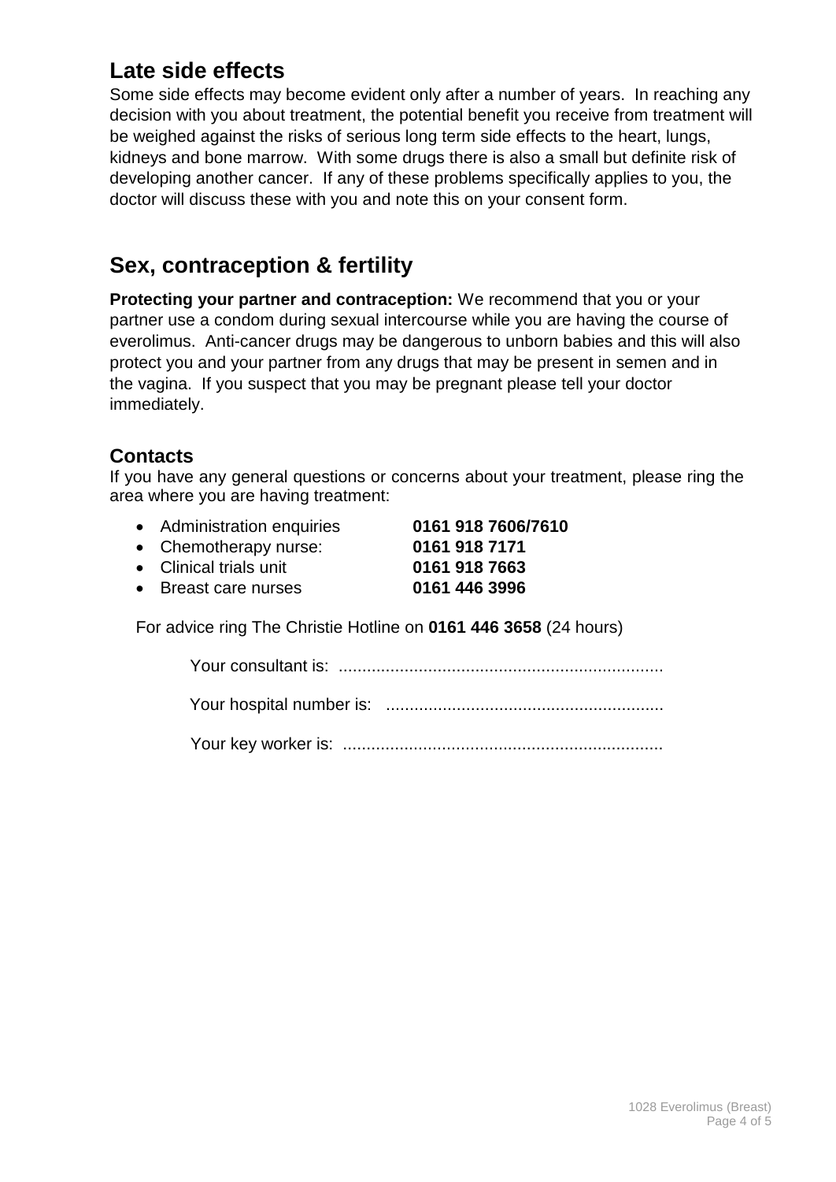## Late side effects

Some side effects may become evident only after a number of years. In reaching any decision with you about treatment, the potential benefit you receive from treatment will be weighed against the risks of serious long term side effects to the heart, lungs, kidneys and bone marrow. With some drugs there is also a small but definite risk of developing another cancer. If any of these problems specifically applies to you, the doctor will discuss these with you and note this on your consent form.

## Sex, contraception & fertility

**Protecting your partner and contraception:** We recommend that you or your partner use a condom during sexual intercourse while you are having the course of everolimus. Anti-cancer drugs may be dangerous to unborn babies and this will also protect you and your partner from any drugs that may be present in semen and in the vagina. If you suspect that you may be pregnant please tell your doctor immediately.

### Contacts

If you have any general questions or concerns about your treatment, please ring the area where you are having treatment:

- Administration enquiries **0161 918 7606/7610**
- Chemotherapy nurse: **0161 918 7171**
- Clinical trials unit **0161 918 7663**
- Breast care nurses **0161 446 3996**

For advice ring The Christie Hotline on **0161 446 3658** (24 hours)

Your consultant is: ....................................................................

Your hospital number is: ..........................................................

Your key worker is: ...................................................................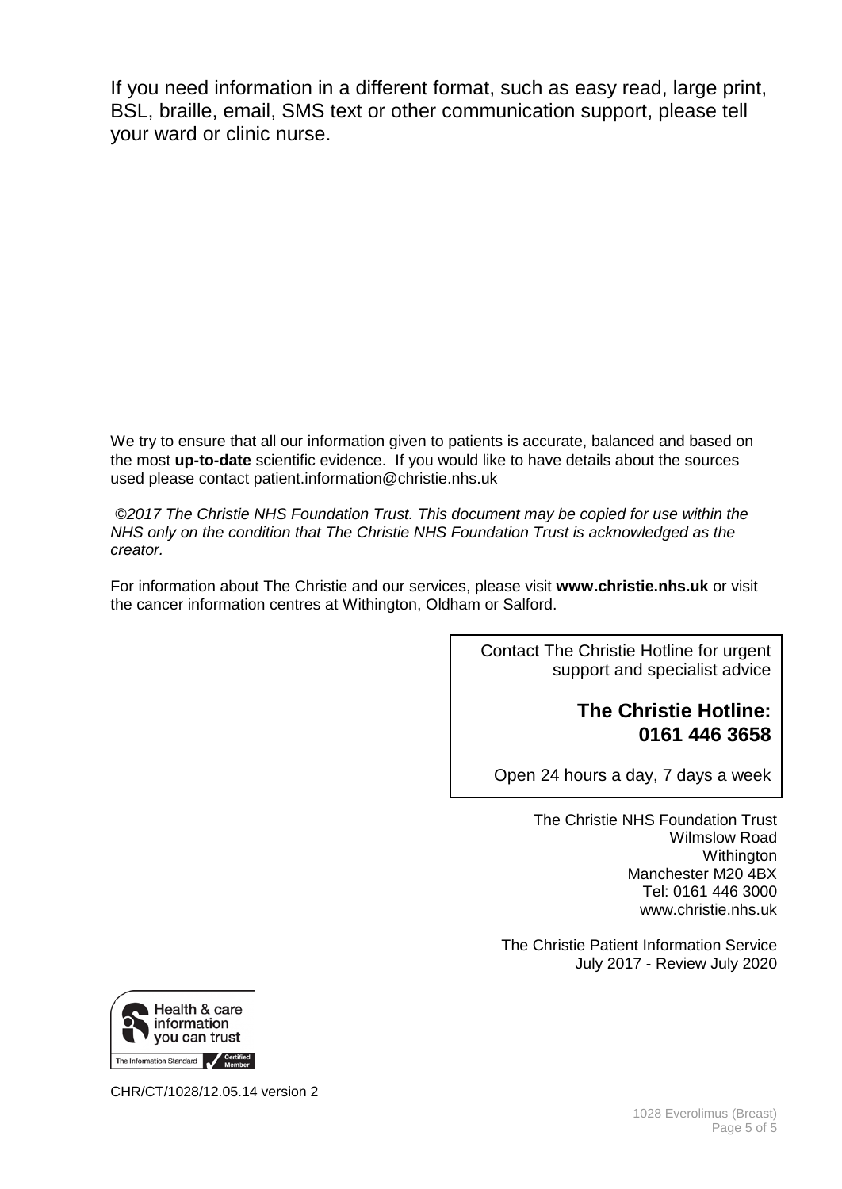If you need information in a different format, such as easy read, large print, BSL, braille, email, SMS text or other communication support, please tell your ward or clinic nurse.

We try to ensure that all our information given to patients is accurate, balanced and based on the most **up-to-date** scientific evidence. If you would like to have details about the sources used please contact patient.information@christie.nhs.uk

*©2017 The Christie NHS Foundation Trust. This document may be copied for use within the NHS only on the condition that The Christie NHS Foundation Trust is acknowledged as the creator.*

For information about The Christie and our services, please visit **www.christie.nhs.uk** or visit the cancer information centres at Withington, Oldham or Salford.

Contact The Christie Hotline for urgent support and specialist advice

**The Christie Hotline: 0161 446 3658**

Open 24 hours a day, 7 days a week

The Christie NHS Foundation Trust
Wilmslow Road
Withington
Manchester M20 4BX
Tel: 0161 446 3000
www.christie.nhs.uk

The Christie Patient Information Service
July 2017 - Review July 2020

Health & care information you can trust
The Information Standard Certified Member

CHR/CT/1028/12.05.14 version 2

1028 Everolimus (Breast)